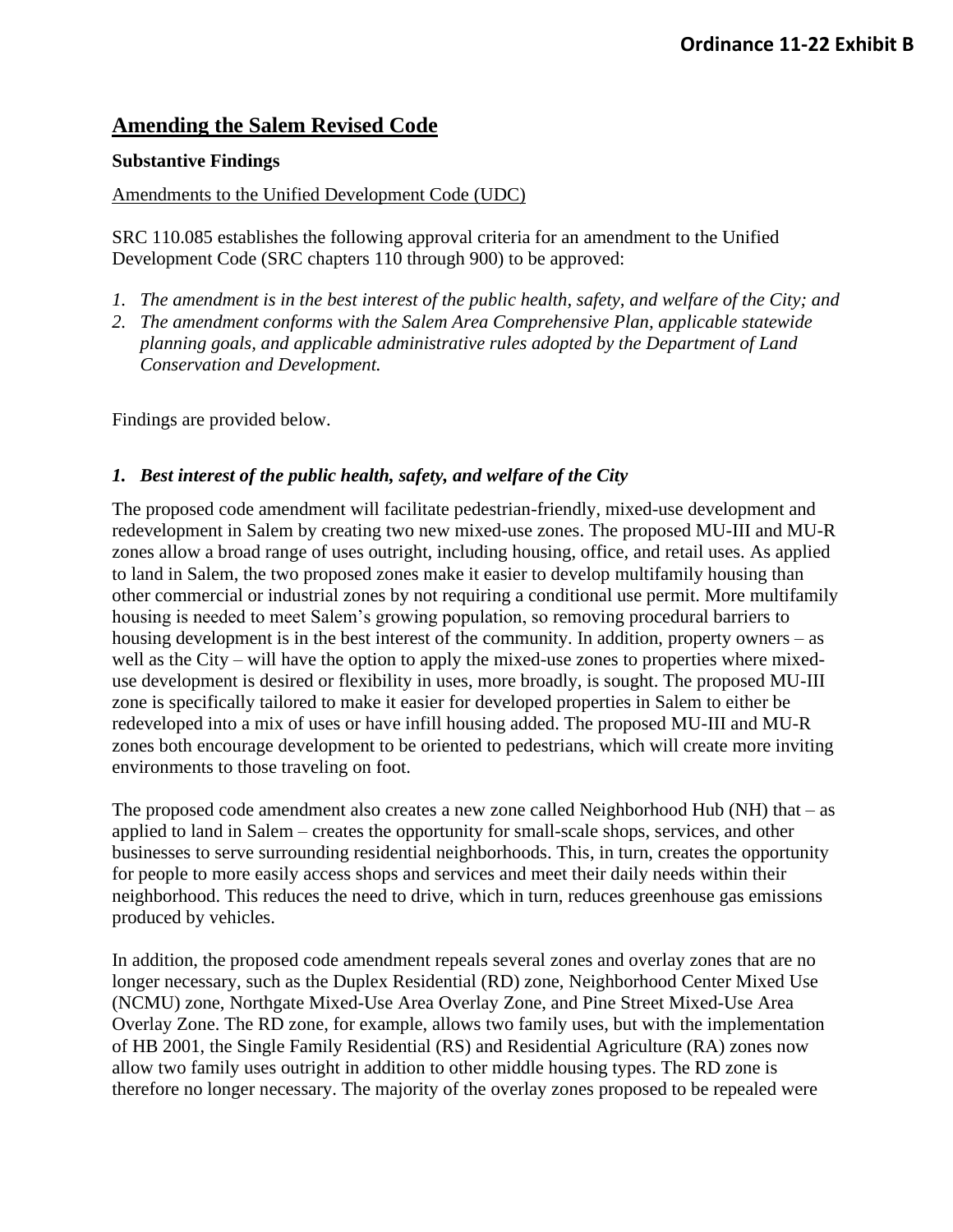**Ordinance 11-22 Exhibit B**

## Amending the Salem Revised Code

### Substantive Findings

Amendments to the Unified Development Code (UDC)

SRC 110.085 establishes the following approval criteria for an amendment to the Unified Development Code (SRC chapters 110 through 900) to be approved:

1. *The amendment is in the best interest of the public health, safety, and welfare of the City; and*
2. *The amendment conforms with the Salem Area Comprehensive Plan, applicable statewide planning goals, and applicable administrative rules adopted by the Department of Land Conservation and Development.*

Findings are provided below.

### *1. Best interest of the public health, safety, and welfare of the City*

The proposed code amendment will facilitate pedestrian-friendly, mixed-use development and redevelopment in Salem by creating two new mixed-use zones. The proposed MU-III and MU-R zones allow a broad range of uses outright, including housing, office, and retail uses. As applied to land in Salem, the two proposed zones make it easier to develop multifamily housing than other commercial or industrial zones by not requiring a conditional use permit. More multifamily housing is needed to meet Salem's growing population, so removing procedural barriers to housing development is in the best interest of the community. In addition, property owners – as well as the City – will have the option to apply the mixed-use zones to properties where mixed-use development is desired or flexibility in uses, more broadly, is sought. The proposed MU-III zone is specifically tailored to make it easier for developed properties in Salem to either be redeveloped into a mix of uses or have infill housing added. The proposed MU-III and MU-R zones both encourage development to be oriented to pedestrians, which will create more inviting environments to those traveling on foot.

The proposed code amendment also creates a new zone called Neighborhood Hub (NH) that – as applied to land in Salem – creates the opportunity for small-scale shops, services, and other businesses to serve surrounding residential neighborhoods. This, in turn, creates the opportunity for people to more easily access shops and services and meet their daily needs within their neighborhood. This reduces the need to drive, which in turn, reduces greenhouse gas emissions produced by vehicles.

In addition, the proposed code amendment repeals several zones and overlay zones that are no longer necessary, such as the Duplex Residential (RD) zone, Neighborhood Center Mixed Use (NCMU) zone, Northgate Mixed-Use Area Overlay Zone, and Pine Street Mixed-Use Area Overlay Zone. The RD zone, for example, allows two family uses, but with the implementation of HB 2001, the Single Family Residential (RS) and Residential Agriculture (RA) zones now allow two family uses outright in addition to other middle housing types. The RD zone is therefore no longer necessary. The majority of the overlay zones proposed to be repealed were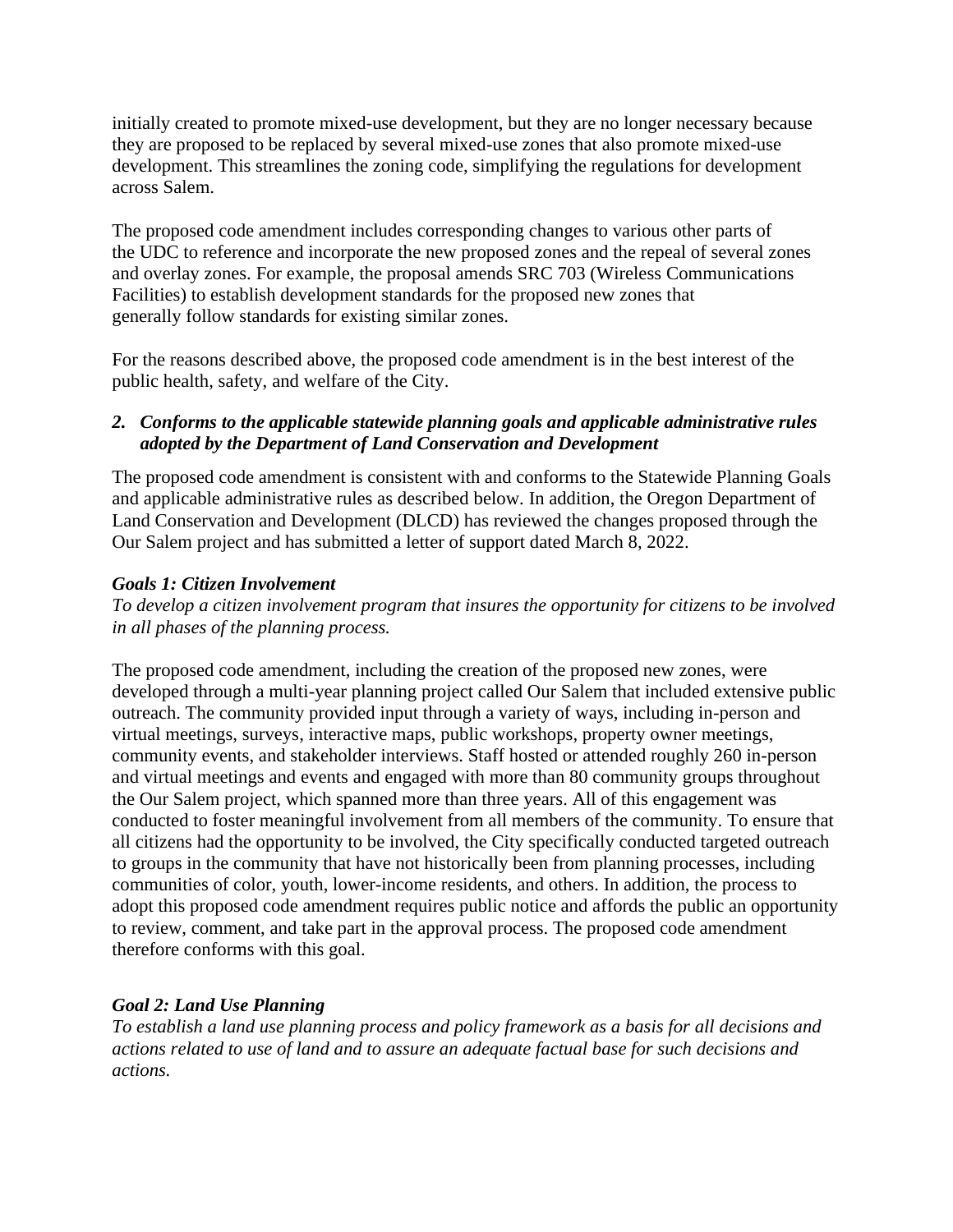initially created to promote mixed-use development, but they are no longer necessary because they are proposed to be replaced by several mixed-use zones that also promote mixed-use development. This streamlines the zoning code, simplifying the regulations for development across Salem.

The proposed code amendment includes corresponding changes to various other parts of the UDC to reference and incorporate the new proposed zones and the repeal of several zones and overlay zones. For example, the proposal amends SRC 703 (Wireless Communications Facilities) to establish development standards for the proposed new zones that generally follow standards for existing similar zones.

For the reasons described above, the proposed code amendment is in the best interest of the public health, safety, and welfare of the City.

2. ***Conforms to the applicable statewide planning goals and applicable administrative rules adopted by the Department of Land Conservation and Development***

The proposed code amendment is consistent with and conforms to the Statewide Planning Goals and applicable administrative rules as described below. In addition, the Oregon Department of Land Conservation and Development (DLCD) has reviewed the changes proposed through the Our Salem project and has submitted a letter of support dated March 8, 2022.

***Goals 1: Citizen Involvement***

*To develop a citizen involvement program that insures the opportunity for citizens to be involved in all phases of the planning process.*

The proposed code amendment, including the creation of the proposed new zones, were developed through a multi-year planning project called Our Salem that included extensive public outreach. The community provided input through a variety of ways, including in-person and virtual meetings, surveys, interactive maps, public workshops, property owner meetings, community events, and stakeholder interviews. Staff hosted or attended roughly 260 in-person and virtual meetings and events and engaged with more than 80 community groups throughout the Our Salem project, which spanned more than three years. All of this engagement was conducted to foster meaningful involvement from all members of the community. To ensure that all citizens had the opportunity to be involved, the City specifically conducted targeted outreach to groups in the community that have not historically been from planning processes, including communities of color, youth, lower-income residents, and others. In addition, the process to adopt this proposed code amendment requires public notice and affords the public an opportunity to review, comment, and take part in the approval process. The proposed code amendment therefore conforms with this goal.

***Goal 2: Land Use Planning***

*To establish a land use planning process and policy framework as a basis for all decisions and actions related to use of land and to assure an adequate factual base for such decisions and actions.*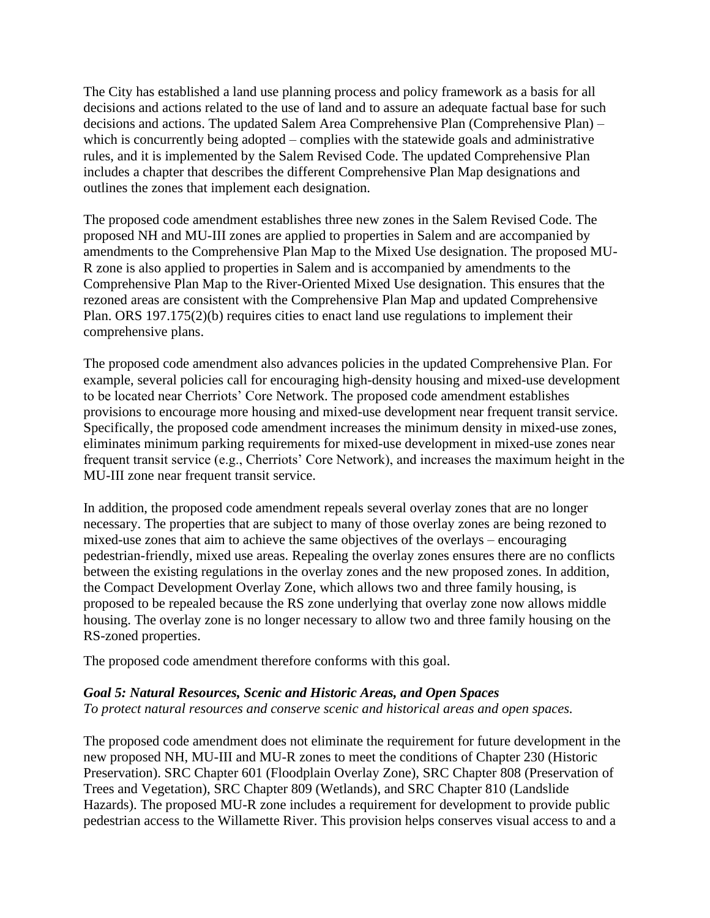The City has established a land use planning process and policy framework as a basis for all decisions and actions related to the use of land and to assure an adequate factual base for such decisions and actions. The updated Salem Area Comprehensive Plan (Comprehensive Plan) – which is concurrently being adopted – complies with the statewide goals and administrative rules, and it is implemented by the Salem Revised Code. The updated Comprehensive Plan includes a chapter that describes the different Comprehensive Plan Map designations and outlines the zones that implement each designation.

The proposed code amendment establishes three new zones in the Salem Revised Code. The proposed NH and MU-III zones are applied to properties in Salem and are accompanied by amendments to the Comprehensive Plan Map to the Mixed Use designation. The proposed MU-R zone is also applied to properties in Salem and is accompanied by amendments to the Comprehensive Plan Map to the River-Oriented Mixed Use designation. This ensures that the rezoned areas are consistent with the Comprehensive Plan Map and updated Comprehensive Plan. ORS 197.175(2)(b) requires cities to enact land use regulations to implement their comprehensive plans.

The proposed code amendment also advances policies in the updated Comprehensive Plan. For example, several policies call for encouraging high-density housing and mixed-use development to be located near Cherriots' Core Network. The proposed code amendment establishes provisions to encourage more housing and mixed-use development near frequent transit service. Specifically, the proposed code amendment increases the minimum density in mixed-use zones, eliminates minimum parking requirements for mixed-use development in mixed-use zones near frequent transit service (e.g., Cherriots' Core Network), and increases the maximum height in the MU-III zone near frequent transit service.

In addition, the proposed code amendment repeals several overlay zones that are no longer necessary. The properties that are subject to many of those overlay zones are being rezoned to mixed-use zones that aim to achieve the same objectives of the overlays – encouraging pedestrian-friendly, mixed use areas. Repealing the overlay zones ensures there are no conflicts between the existing regulations in the overlay zones and the new proposed zones. In addition, the Compact Development Overlay Zone, which allows two and three family housing, is proposed to be repealed because the RS zone underlying that overlay zone now allows middle housing. The overlay zone is no longer necessary to allow two and three family housing on the RS-zoned properties.

The proposed code amendment therefore conforms with this goal.

***Goal 5: Natural Resources, Scenic and Historic Areas, and Open Spaces***
*To protect natural resources and conserve scenic and historical areas and open spaces.*

The proposed code amendment does not eliminate the requirement for future development in the new proposed NH, MU-III and MU-R zones to meet the conditions of Chapter 230 (Historic Preservation). SRC Chapter 601 (Floodplain Overlay Zone), SRC Chapter 808 (Preservation of Trees and Vegetation), SRC Chapter 809 (Wetlands), and SRC Chapter 810 (Landslide Hazards). The proposed MU-R zone includes a requirement for development to provide public pedestrian access to the Willamette River. This provision helps conserves visual access to and a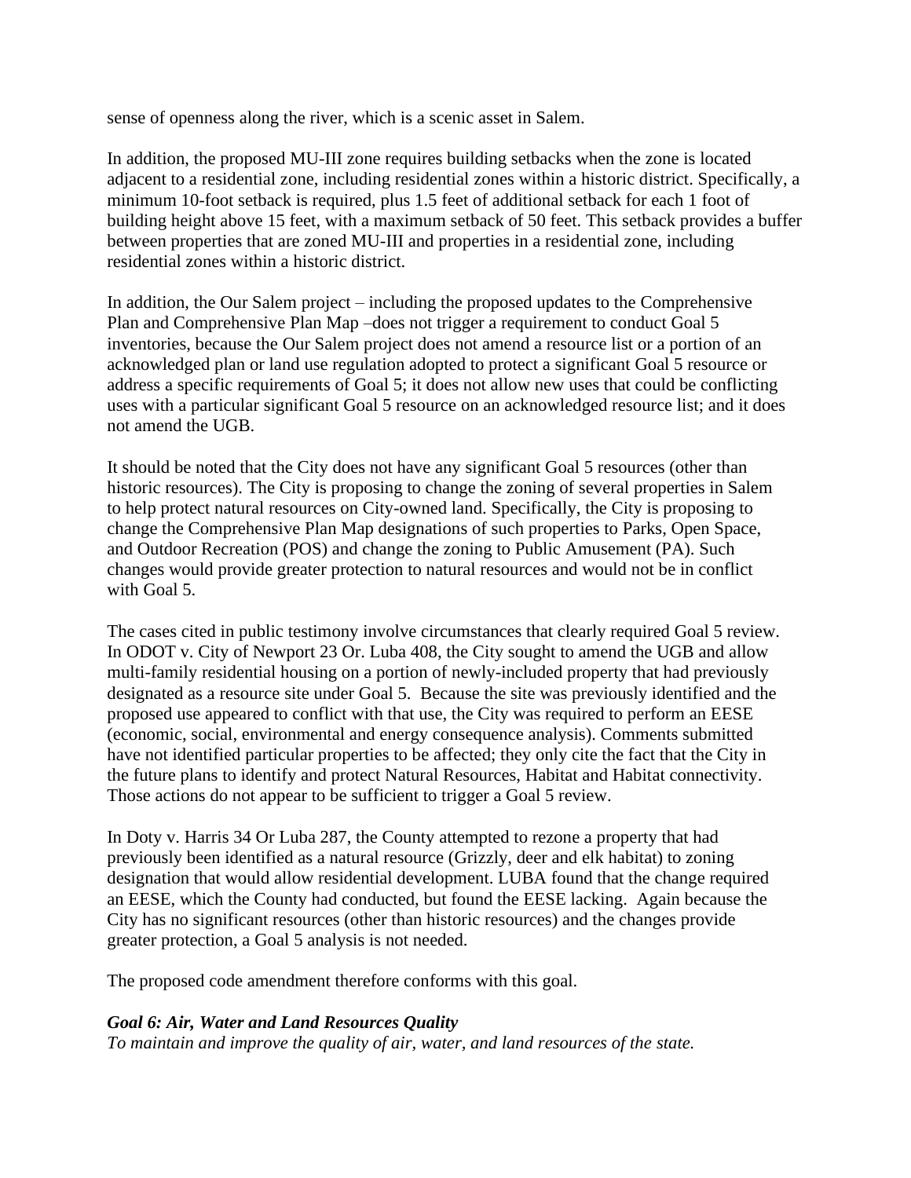sense of openness along the river, which is a scenic asset in Salem.

In addition, the proposed MU-III zone requires building setbacks when the zone is located adjacent to a residential zone, including residential zones within a historic district. Specifically, a minimum 10-foot setback is required, plus 1.5 feet of additional setback for each 1 foot of building height above 15 feet, with a maximum setback of 50 feet. This setback provides a buffer between properties that are zoned MU-III and properties in a residential zone, including residential zones within a historic district.

In addition, the Our Salem project – including the proposed updates to the Comprehensive Plan and Comprehensive Plan Map –does not trigger a requirement to conduct Goal 5 inventories, because the Our Salem project does not amend a resource list or a portion of an acknowledged plan or land use regulation adopted to protect a significant Goal 5 resource or address a specific requirements of Goal 5; it does not allow new uses that could be conflicting uses with a particular significant Goal 5 resource on an acknowledged resource list; and it does not amend the UGB.

It should be noted that the City does not have any significant Goal 5 resources (other than historic resources). The City is proposing to change the zoning of several properties in Salem to help protect natural resources on City-owned land. Specifically, the City is proposing to change the Comprehensive Plan Map designations of such properties to Parks, Open Space, and Outdoor Recreation (POS) and change the zoning to Public Amusement (PA). Such changes would provide greater protection to natural resources and would not be in conflict with Goal 5.

The cases cited in public testimony involve circumstances that clearly required Goal 5 review. In ODOT v. City of Newport 23 Or. Luba 408, the City sought to amend the UGB and allow multi-family residential housing on a portion of newly-included property that had previously designated as a resource site under Goal 5. Because the site was previously identified and the proposed use appeared to conflict with that use, the City was required to perform an EESE (economic, social, environmental and energy consequence analysis). Comments submitted have not identified particular properties to be affected; they only cite the fact that the City in the future plans to identify and protect Natural Resources, Habitat and Habitat connectivity. Those actions do not appear to be sufficient to trigger a Goal 5 review.

In Doty v. Harris 34 Or Luba 287, the County attempted to rezone a property that had previously been identified as a natural resource (Grizzly, deer and elk habitat) to zoning designation that would allow residential development. LUBA found that the change required an EESE, which the County had conducted, but found the EESE lacking. Again because the City has no significant resources (other than historic resources) and the changes provide greater protection, a Goal 5 analysis is not needed.

The proposed code amendment therefore conforms with this goal.

***Goal 6: Air, Water and Land Resources Quality***

*To maintain and improve the quality of air, water, and land resources of the state.*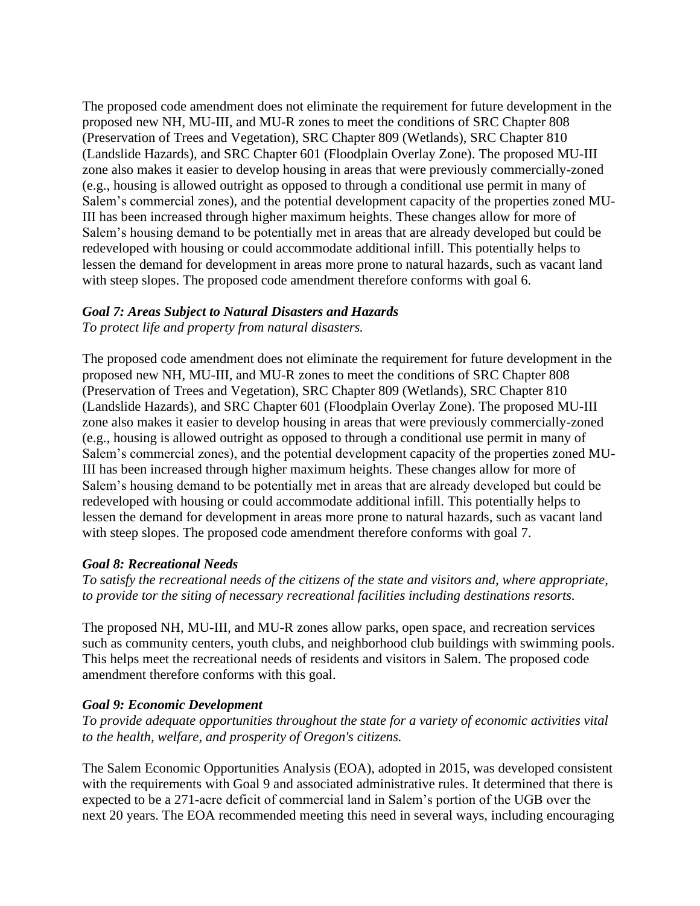The proposed code amendment does not eliminate the requirement for future development in the proposed new NH, MU-III, and MU-R zones to meet the conditions of SRC Chapter 808 (Preservation of Trees and Vegetation), SRC Chapter 809 (Wetlands), SRC Chapter 810 (Landslide Hazards), and SRC Chapter 601 (Floodplain Overlay Zone). The proposed MU-III zone also makes it easier to develop housing in areas that were previously commercially-zoned (e.g., housing is allowed outright as opposed to through a conditional use permit in many of Salem's commercial zones), and the potential development capacity of the properties zoned MU-III has been increased through higher maximum heights. These changes allow for more of Salem's housing demand to be potentially met in areas that are already developed but could be redeveloped with housing or could accommodate additional infill. This potentially helps to lessen the demand for development in areas more prone to natural hazards, such as vacant land with steep slopes. The proposed code amendment therefore conforms with goal 6.

***Goal 7: Areas Subject to Natural Disasters and Hazards***
*To protect life and property from natural disasters.*

The proposed code amendment does not eliminate the requirement for future development in the proposed new NH, MU-III, and MU-R zones to meet the conditions of SRC Chapter 808 (Preservation of Trees and Vegetation), SRC Chapter 809 (Wetlands), SRC Chapter 810 (Landslide Hazards), and SRC Chapter 601 (Floodplain Overlay Zone). The proposed MU-III zone also makes it easier to develop housing in areas that were previously commercially-zoned (e.g., housing is allowed outright as opposed to through a conditional use permit in many of Salem's commercial zones), and the potential development capacity of the properties zoned MU-III has been increased through higher maximum heights. These changes allow for more of Salem's housing demand to be potentially met in areas that are already developed but could be redeveloped with housing or could accommodate additional infill. This potentially helps to lessen the demand for development in areas more prone to natural hazards, such as vacant land with steep slopes. The proposed code amendment therefore conforms with goal 7.

***Goal 8: Recreational Needs***
*To satisfy the recreational needs of the citizens of the state and visitors and, where appropriate, to provide tor the siting of necessary recreational facilities including destinations resorts.*

The proposed NH, MU-III, and MU-R zones allow parks, open space, and recreation services such as community centers, youth clubs, and neighborhood club buildings with swimming pools. This helps meet the recreational needs of residents and visitors in Salem. The proposed code amendment therefore conforms with this goal.

***Goal 9: Economic Development***
*To provide adequate opportunities throughout the state for a variety of economic activities vital to the health, welfare, and prosperity of Oregon's citizens.*

The Salem Economic Opportunities Analysis (EOA), adopted in 2015, was developed consistent with the requirements with Goal 9 and associated administrative rules. It determined that there is expected to be a 271-acre deficit of commercial land in Salem's portion of the UGB over the next 20 years. The EOA recommended meeting this need in several ways, including encouraging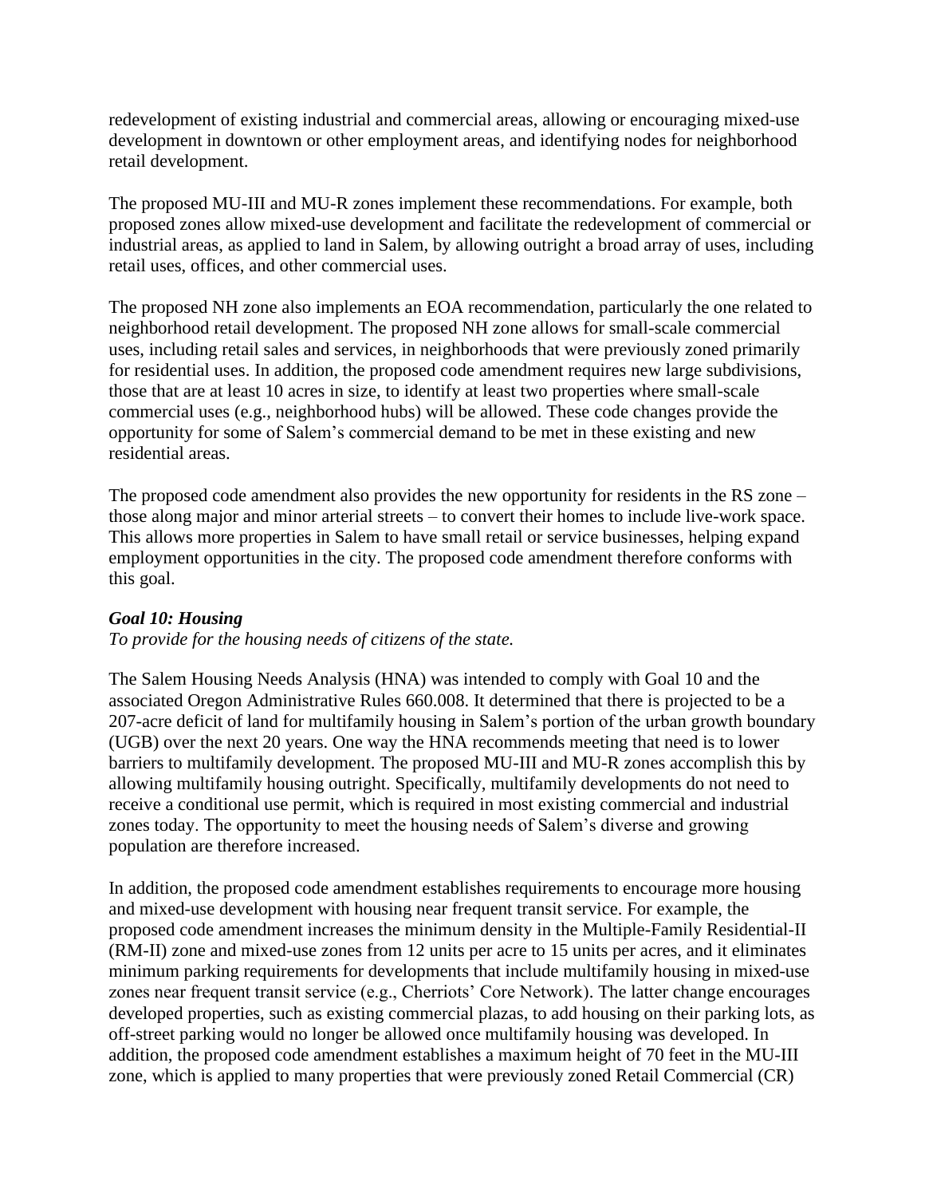redevelopment of existing industrial and commercial areas, allowing or encouraging mixed-use development in downtown or other employment areas, and identifying nodes for neighborhood retail development.

The proposed MU-III and MU-R zones implement these recommendations. For example, both proposed zones allow mixed-use development and facilitate the redevelopment of commercial or industrial areas, as applied to land in Salem, by allowing outright a broad array of uses, including retail uses, offices, and other commercial uses.

The proposed NH zone also implements an EOA recommendation, particularly the one related to neighborhood retail development. The proposed NH zone allows for small-scale commercial uses, including retail sales and services, in neighborhoods that were previously zoned primarily for residential uses. In addition, the proposed code amendment requires new large subdivisions, those that are at least 10 acres in size, to identify at least two properties where small-scale commercial uses (e.g., neighborhood hubs) will be allowed. These code changes provide the opportunity for some of Salem's commercial demand to be met in these existing and new residential areas.

The proposed code amendment also provides the new opportunity for residents in the RS zone – those along major and minor arterial streets – to convert their homes to include live-work space. This allows more properties in Salem to have small retail or service businesses, helping expand employment opportunities in the city. The proposed code amendment therefore conforms with this goal.

***Goal 10: Housing***

*To provide for the housing needs of citizens of the state.*

The Salem Housing Needs Analysis (HNA) was intended to comply with Goal 10 and the associated Oregon Administrative Rules 660.008. It determined that there is projected to be a 207-acre deficit of land for multifamily housing in Salem's portion of the urban growth boundary (UGB) over the next 20 years. One way the HNA recommends meeting that need is to lower barriers to multifamily development. The proposed MU-III and MU-R zones accomplish this by allowing multifamily housing outright. Specifically, multifamily developments do not need to receive a conditional use permit, which is required in most existing commercial and industrial zones today. The opportunity to meet the housing needs of Salem's diverse and growing population are therefore increased.

In addition, the proposed code amendment establishes requirements to encourage more housing and mixed-use development with housing near frequent transit service. For example, the proposed code amendment increases the minimum density in the Multiple-Family Residential-II (RM-II) zone and mixed-use zones from 12 units per acre to 15 units per acres, and it eliminates minimum parking requirements for developments that include multifamily housing in mixed-use zones near frequent transit service (e.g., Cherriots' Core Network). The latter change encourages developed properties, such as existing commercial plazas, to add housing on their parking lots, as off-street parking would no longer be allowed once multifamily housing was developed. In addition, the proposed code amendment establishes a maximum height of 70 feet in the MU-III zone, which is applied to many properties that were previously zoned Retail Commercial (CR)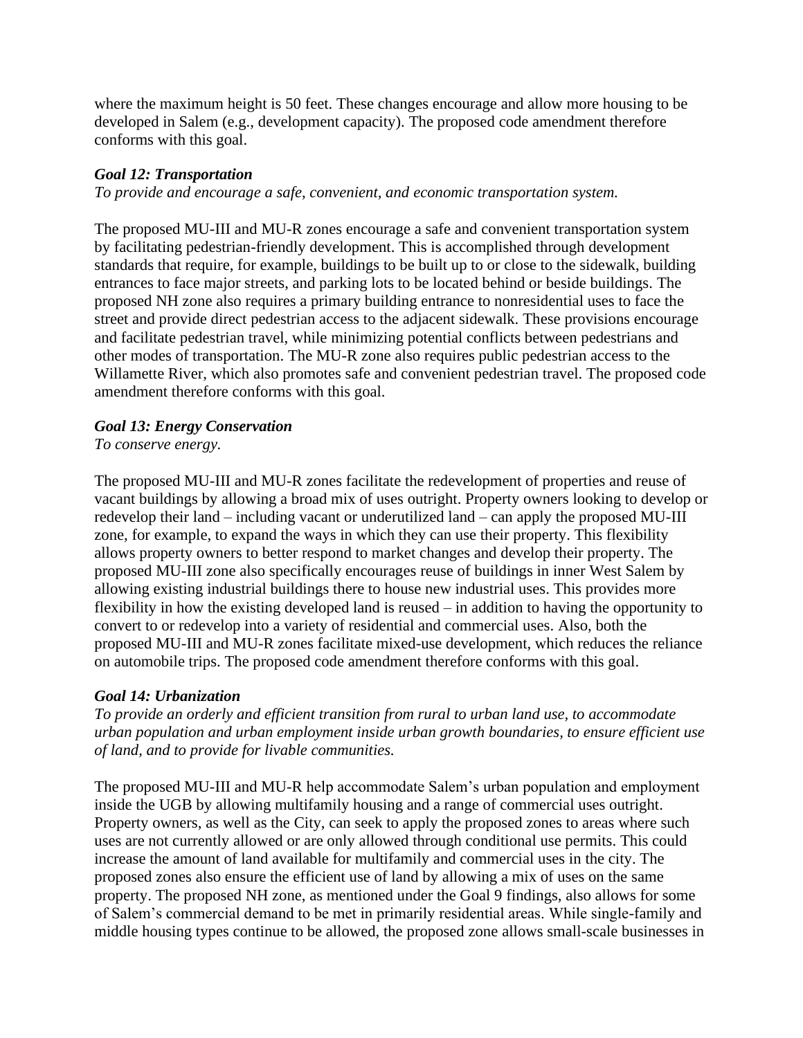where the maximum height is 50 feet. These changes encourage and allow more housing to be developed in Salem (e.g., development capacity). The proposed code amendment therefore conforms with this goal.

### *Goal 12: Transportation*

*To provide and encourage a safe, convenient, and economic transportation system.*

The proposed MU-III and MU-R zones encourage a safe and convenient transportation system by facilitating pedestrian-friendly development. This is accomplished through development standards that require, for example, buildings to be built up to or close to the sidewalk, building entrances to face major streets, and parking lots to be located behind or beside buildings. The proposed NH zone also requires a primary building entrance to nonresidential uses to face the street and provide direct pedestrian access to the adjacent sidewalk. These provisions encourage and facilitate pedestrian travel, while minimizing potential conflicts between pedestrians and other modes of transportation. The MU-R zone also requires public pedestrian access to the Willamette River, which also promotes safe and convenient pedestrian travel. The proposed code amendment therefore conforms with this goal.

### *Goal 13: Energy Conservation*

*To conserve energy.*

The proposed MU-III and MU-R zones facilitate the redevelopment of properties and reuse of vacant buildings by allowing a broad mix of uses outright. Property owners looking to develop or redevelop their land – including vacant or underutilized land – can apply the proposed MU-III zone, for example, to expand the ways in which they can use their property. This flexibility allows property owners to better respond to market changes and develop their property. The proposed MU-III zone also specifically encourages reuse of buildings in inner West Salem by allowing existing industrial buildings there to house new industrial uses. This provides more flexibility in how the existing developed land is reused – in addition to having the opportunity to convert to or redevelop into a variety of residential and commercial uses. Also, both the proposed MU-III and MU-R zones facilitate mixed-use development, which reduces the reliance on automobile trips. The proposed code amendment therefore conforms with this goal.

### *Goal 14: Urbanization*

*To provide an orderly and efficient transition from rural to urban land use, to accommodate urban population and urban employment inside urban growth boundaries, to ensure efficient use of land, and to provide for livable communities.*

The proposed MU-III and MU-R help accommodate Salem's urban population and employment inside the UGB by allowing multifamily housing and a range of commercial uses outright. Property owners, as well as the City, can seek to apply the proposed zones to areas where such uses are not currently allowed or are only allowed through conditional use permits. This could increase the amount of land available for multifamily and commercial uses in the city. The proposed zones also ensure the efficient use of land by allowing a mix of uses on the same property. The proposed NH zone, as mentioned under the Goal 9 findings, also allows for some of Salem's commercial demand to be met in primarily residential areas. While single-family and middle housing types continue to be allowed, the proposed zone allows small-scale businesses in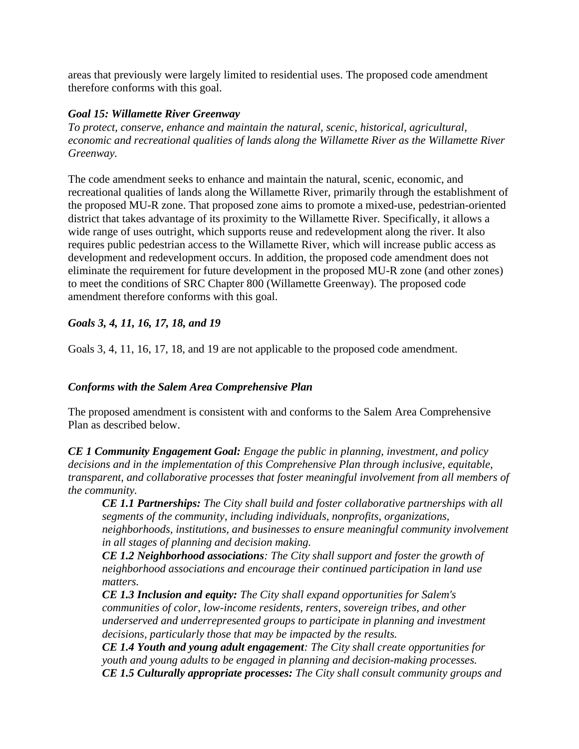areas that previously were largely limited to residential uses. The proposed code amendment therefore conforms with this goal.

***Goal 15: Willamette River Greenway***
*To protect, conserve, enhance and maintain the natural, scenic, historical, agricultural, economic and recreational qualities of lands along the Willamette River as the Willamette River Greenway.*

The code amendment seeks to enhance and maintain the natural, scenic, economic, and recreational qualities of lands along the Willamette River, primarily through the establishment of the proposed MU-R zone. That proposed zone aims to promote a mixed-use, pedestrian-oriented district that takes advantage of its proximity to the Willamette River. Specifically, it allows a wide range of uses outright, which supports reuse and redevelopment along the river. It also requires public pedestrian access to the Willamette River, which will increase public access as development and redevelopment occurs. In addition, the proposed code amendment does not eliminate the requirement for future development in the proposed MU-R zone (and other zones) to meet the conditions of SRC Chapter 800 (Willamette Greenway). The proposed code amendment therefore conforms with this goal.

***Goals 3, 4, 11, 16, 17, 18, and 19***

Goals 3, 4, 11, 16, 17, 18, and 19 are not applicable to the proposed code amendment.

***Conforms with the Salem Area Comprehensive Plan***

The proposed amendment is consistent with and conforms to the Salem Area Comprehensive Plan as described below.

***CE 1 Community Engagement Goal:*** *Engage the public in planning, investment, and policy decisions and in the implementation of this Comprehensive Plan through inclusive, equitable, transparent, and collaborative processes that foster meaningful involvement from all members of the community.*

> ***CE 1.1 Partnerships:*** *The City shall build and foster collaborative partnerships with all segments of the community, including individuals, nonprofits, organizations, neighborhoods, institutions, and businesses to ensure meaningful community involvement in all stages of planning and decision making.*
> ***CE 1.2 Neighborhood associations****: The City shall support and foster the growth of neighborhood associations and encourage their continued participation in land use matters.*
> ***CE 1.3 Inclusion and equity:*** *The City shall expand opportunities for Salem's communities of color, low-income residents, renters, sovereign tribes, and other underserved and underrepresented groups to participate in planning and investment decisions, particularly those that may be impacted by the results.*
> ***CE 1.4 Youth and young adult engagement****: The City shall create opportunities for youth and young adults to be engaged in planning and decision-making processes.*
> ***CE 1.5 Culturally appropriate processes:*** *The City shall consult community groups and*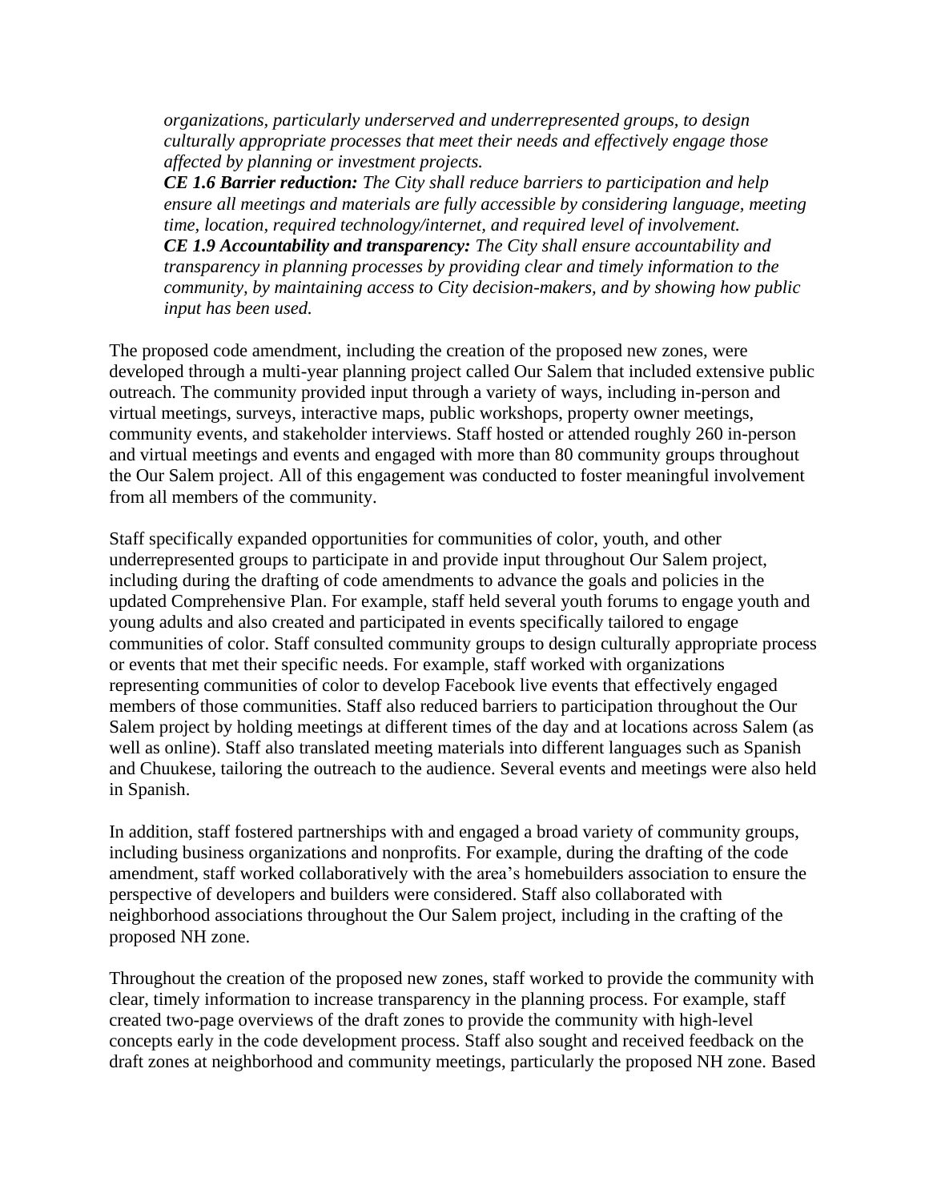*organizations, particularly underserved and underrepresented groups, to design culturally appropriate processes that meet their needs and effectively engage those affected by planning or investment projects.*

***CE 1.6 Barrier reduction:*** *The City shall reduce barriers to participation and help ensure all meetings and materials are fully accessible by considering language, meeting time, location, required technology/internet, and required level of involvement.*

***CE 1.9 Accountability and transparency:*** *The City shall ensure accountability and transparency in planning processes by providing clear and timely information to the community, by maintaining access to City decision-makers, and by showing how public input has been used.*

The proposed code amendment, including the creation of the proposed new zones, were developed through a multi-year planning project called Our Salem that included extensive public outreach. The community provided input through a variety of ways, including in-person and virtual meetings, surveys, interactive maps, public workshops, property owner meetings, community events, and stakeholder interviews. Staff hosted or attended roughly 260 in-person and virtual meetings and events and engaged with more than 80 community groups throughout the Our Salem project. All of this engagement was conducted to foster meaningful involvement from all members of the community.

Staff specifically expanded opportunities for communities of color, youth, and other underrepresented groups to participate in and provide input throughout Our Salem project, including during the drafting of code amendments to advance the goals and policies in the updated Comprehensive Plan. For example, staff held several youth forums to engage youth and young adults and also created and participated in events specifically tailored to engage communities of color. Staff consulted community groups to design culturally appropriate process or events that met their specific needs. For example, staff worked with organizations representing communities of color to develop Facebook live events that effectively engaged members of those communities. Staff also reduced barriers to participation throughout the Our Salem project by holding meetings at different times of the day and at locations across Salem (as well as online). Staff also translated meeting materials into different languages such as Spanish and Chuukese, tailoring the outreach to the audience. Several events and meetings were also held in Spanish.

In addition, staff fostered partnerships with and engaged a broad variety of community groups, including business organizations and nonprofits. For example, during the drafting of the code amendment, staff worked collaboratively with the area's homebuilders association to ensure the perspective of developers and builders were considered. Staff also collaborated with neighborhood associations throughout the Our Salem project, including in the crafting of the proposed NH zone.

Throughout the creation of the proposed new zones, staff worked to provide the community with clear, timely information to increase transparency in the planning process. For example, staff created two-page overviews of the draft zones to provide the community with high-level concepts early in the code development process. Staff also sought and received feedback on the draft zones at neighborhood and community meetings, particularly the proposed NH zone. Based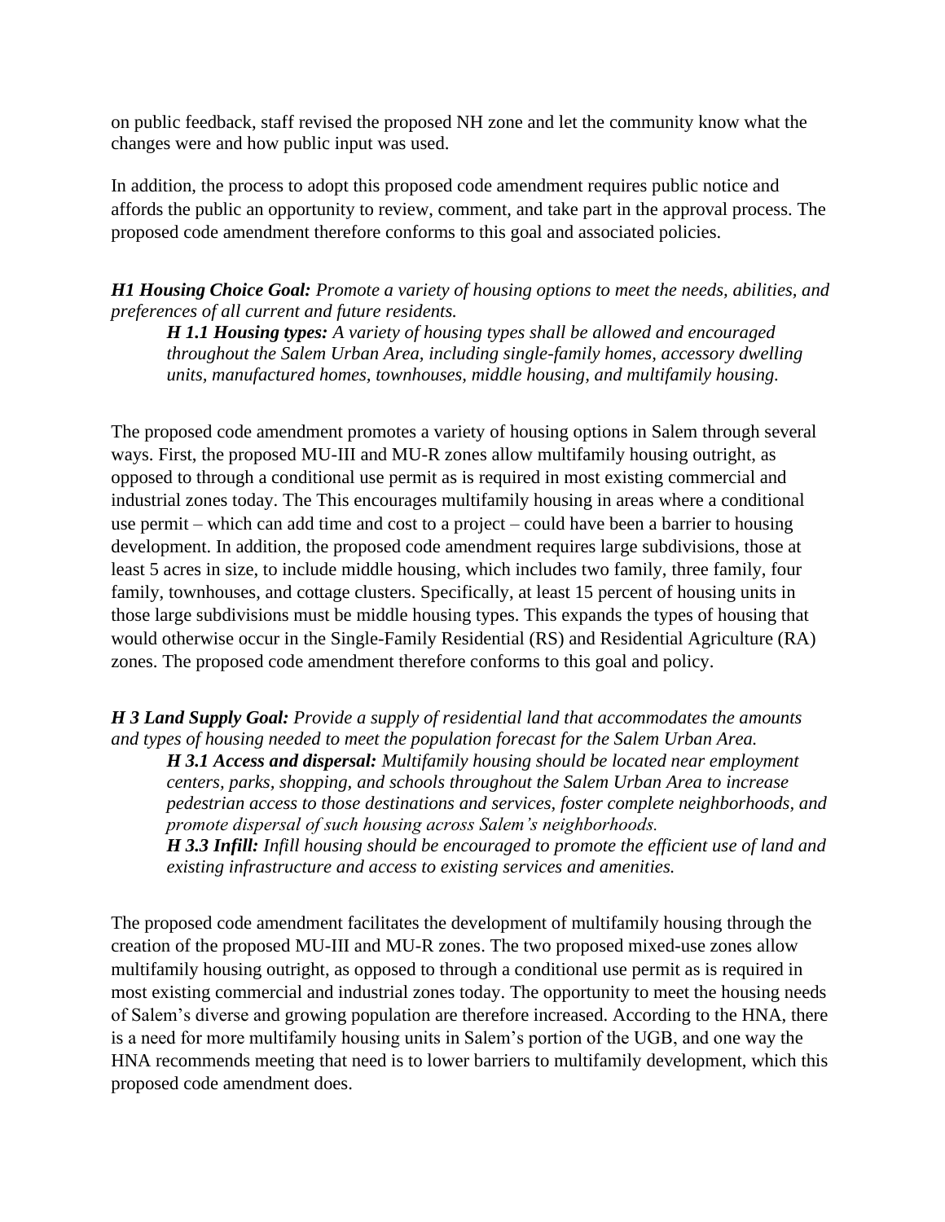on public feedback, staff revised the proposed NH zone and let the community know what the changes were and how public input was used.

In addition, the process to adopt this proposed code amendment requires public notice and affords the public an opportunity to review, comment, and take part in the approval process. The proposed code amendment therefore conforms to this goal and associated policies.

***H1 Housing Choice Goal:*** *Promote a variety of housing options to meet the needs, abilities, and preferences of all current and future residents.*

> ***H 1.1 Housing types:*** *A variety of housing types shall be allowed and encouraged throughout the Salem Urban Area, including single-family homes, accessory dwelling units, manufactured homes, townhouses, middle housing, and multifamily housing.*

The proposed code amendment promotes a variety of housing options in Salem through several ways. First, the proposed MU-III and MU-R zones allow multifamily housing outright, as opposed to through a conditional use permit as is required in most existing commercial and industrial zones today. The This encourages multifamily housing in areas where a conditional use permit – which can add time and cost to a project – could have been a barrier to housing development. In addition, the proposed code amendment requires large subdivisions, those at least 5 acres in size, to include middle housing, which includes two family, three family, four family, townhouses, and cottage clusters. Specifically, at least 15 percent of housing units in those large subdivisions must be middle housing types. This expands the types of housing that would otherwise occur in the Single-Family Residential (RS) and Residential Agriculture (RA) zones. The proposed code amendment therefore conforms to this goal and policy.

***H 3 Land Supply Goal:*** *Provide a supply of residential land that accommodates the amounts and types of housing needed to meet the population forecast for the Salem Urban Area.*

> ***H 3.1 Access and dispersal:*** *Multifamily housing should be located near employment centers, parks, shopping, and schools throughout the Salem Urban Area to increase pedestrian access to those destinations and services, foster complete neighborhoods, and promote dispersal of such housing across Salem's neighborhoods.*
>
> ***H 3.3 Infill:*** *Infill housing should be encouraged to promote the efficient use of land and existing infrastructure and access to existing services and amenities.*

The proposed code amendment facilitates the development of multifamily housing through the creation of the proposed MU-III and MU-R zones. The two proposed mixed-use zones allow multifamily housing outright, as opposed to through a conditional use permit as is required in most existing commercial and industrial zones today. The opportunity to meet the housing needs of Salem's diverse and growing population are therefore increased. According to the HNA, there is a need for more multifamily housing units in Salem's portion of the UGB, and one way the HNA recommends meeting that need is to lower barriers to multifamily development, which this proposed code amendment does.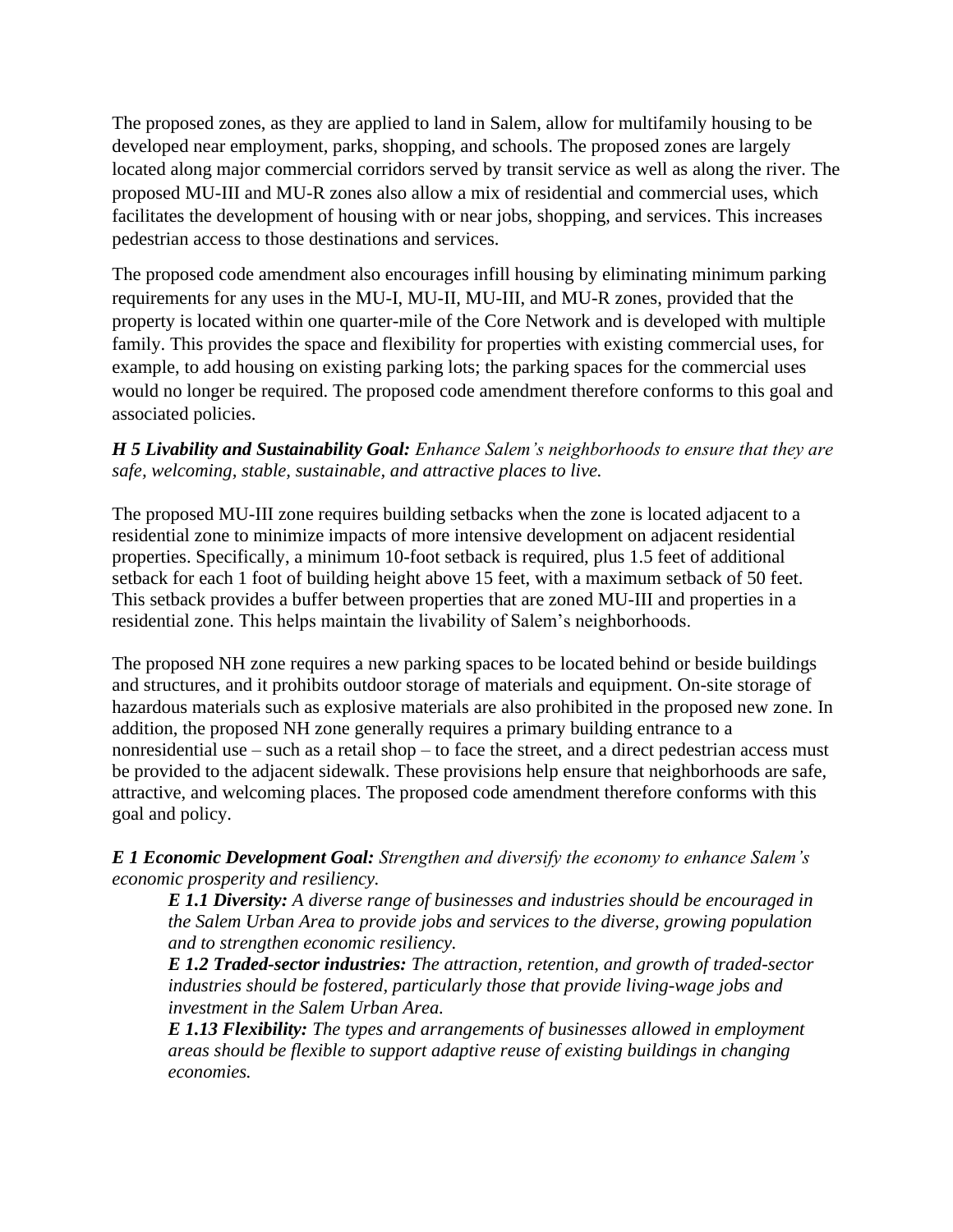The proposed zones, as they are applied to land in Salem, allow for multifamily housing to be developed near employment, parks, shopping, and schools. The proposed zones are largely located along major commercial corridors served by transit service as well as along the river. The proposed MU-III and MU-R zones also allow a mix of residential and commercial uses, which facilitates the development of housing with or near jobs, shopping, and services. This increases pedestrian access to those destinations and services.

The proposed code amendment also encourages infill housing by eliminating minimum parking requirements for any uses in the MU-I, MU-II, MU-III, and MU-R zones, provided that the property is located within one quarter-mile of the Core Network and is developed with multiple family. This provides the space and flexibility for properties with existing commercial uses, for example, to add housing on existing parking lots; the parking spaces for the commercial uses would no longer be required. The proposed code amendment therefore conforms to this goal and associated policies.

***H 5 Livability and Sustainability Goal:*** *Enhance Salem's neighborhoods to ensure that they are safe, welcoming, stable, sustainable, and attractive places to live.*

The proposed MU-III zone requires building setbacks when the zone is located adjacent to a residential zone to minimize impacts of more intensive development on adjacent residential properties. Specifically, a minimum 10-foot setback is required, plus 1.5 feet of additional setback for each 1 foot of building height above 15 feet, with a maximum setback of 50 feet. This setback provides a buffer between properties that are zoned MU-III and properties in a residential zone. This helps maintain the livability of Salem's neighborhoods.

The proposed NH zone requires a new parking spaces to be located behind or beside buildings and structures, and it prohibits outdoor storage of materials and equipment. On-site storage of hazardous materials such as explosive materials are also prohibited in the proposed new zone. In addition, the proposed NH zone generally requires a primary building entrance to a nonresidential use – such as a retail shop – to face the street, and a direct pedestrian access must be provided to the adjacent sidewalk. These provisions help ensure that neighborhoods are safe, attractive, and welcoming places. The proposed code amendment therefore conforms with this goal and policy.

***E 1 Economic Development Goal:*** *Strengthen and diversify the economy to enhance Salem's economic prosperity and resiliency.*

> ***E 1.1 Diversity:*** *A diverse range of businesses and industries should be encouraged in the Salem Urban Area to provide jobs and services to the diverse, growing population and to strengthen economic resiliency.*
>
> ***E 1.2 Traded-sector industries:*** *The attraction, retention, and growth of traded-sector industries should be fostered, particularly those that provide living-wage jobs and investment in the Salem Urban Area.*
>
> ***E 1.13 Flexibility:*** *The types and arrangements of businesses allowed in employment areas should be flexible to support adaptive reuse of existing buildings in changing economies.*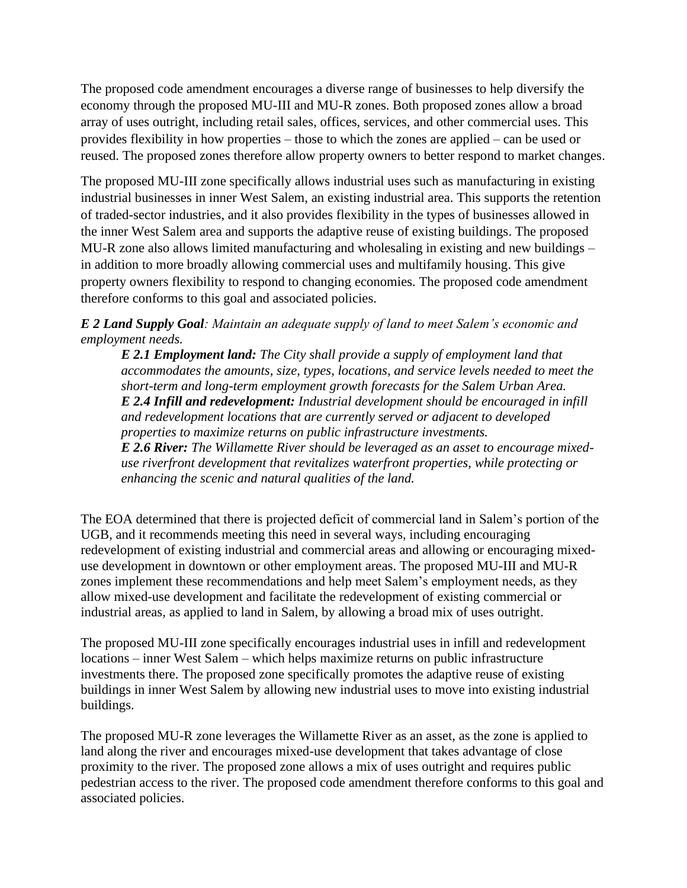The proposed code amendment encourages a diverse range of businesses to help diversify the economy through the proposed MU-III and MU-R zones. Both proposed zones allow a broad array of uses outright, including retail sales, offices, services, and other commercial uses. This provides flexibility in how properties – those to which the zones are applied – can be used or reused. The proposed zones therefore allow property owners to better respond to market changes.

The proposed MU-III zone specifically allows industrial uses such as manufacturing in existing industrial businesses in inner West Salem, an existing industrial area. This supports the retention of traded-sector industries, and it also provides flexibility in the types of businesses allowed in the inner West Salem area and supports the adaptive reuse of existing buildings. The proposed MU-R zone also allows limited manufacturing and wholesaling in existing and new buildings – in addition to more broadly allowing commercial uses and multifamily housing. This give property owners flexibility to respond to changing economies. The proposed code amendment therefore conforms to this goal and associated policies.

***E 2 Land Supply Goal****: Maintain an adequate supply of land to meet Salem's economic and employment needs.*

> ***E 2.1 Employment land:*** *The City shall provide a supply of employment land that accommodates the amounts, size, types, locations, and service levels needed to meet the short-term and long-term employment growth forecasts for the Salem Urban Area.*
> ***E 2.4 Infill and redevelopment:*** *Industrial development should be encouraged in infill and redevelopment locations that are currently served or adjacent to developed properties to maximize returns on public infrastructure investments.*
> ***E 2.6 River:*** *The Willamette River should be leveraged as an asset to encourage mixed-use riverfront development that revitalizes waterfront properties, while protecting or enhancing the scenic and natural qualities of the land.*

The EOA determined that there is projected deficit of commercial land in Salem's portion of the UGB, and it recommends meeting this need in several ways, including encouraging redevelopment of existing industrial and commercial areas and allowing or encouraging mixed-use development in downtown or other employment areas. The proposed MU-III and MU-R zones implement these recommendations and help meet Salem's employment needs, as they allow mixed-use development and facilitate the redevelopment of existing commercial or industrial areas, as applied to land in Salem, by allowing a broad mix of uses outright.

The proposed MU-III zone specifically encourages industrial uses in infill and redevelopment locations – inner West Salem – which helps maximize returns on public infrastructure investments there. The proposed zone specifically promotes the adaptive reuse of existing buildings in inner West Salem by allowing new industrial uses to move into existing industrial buildings.

The proposed MU-R zone leverages the Willamette River as an asset, as the zone is applied to land along the river and encourages mixed-use development that takes advantage of close proximity to the river. The proposed zone allows a mix of uses outright and requires public pedestrian access to the river. The proposed code amendment therefore conforms to this goal and associated policies.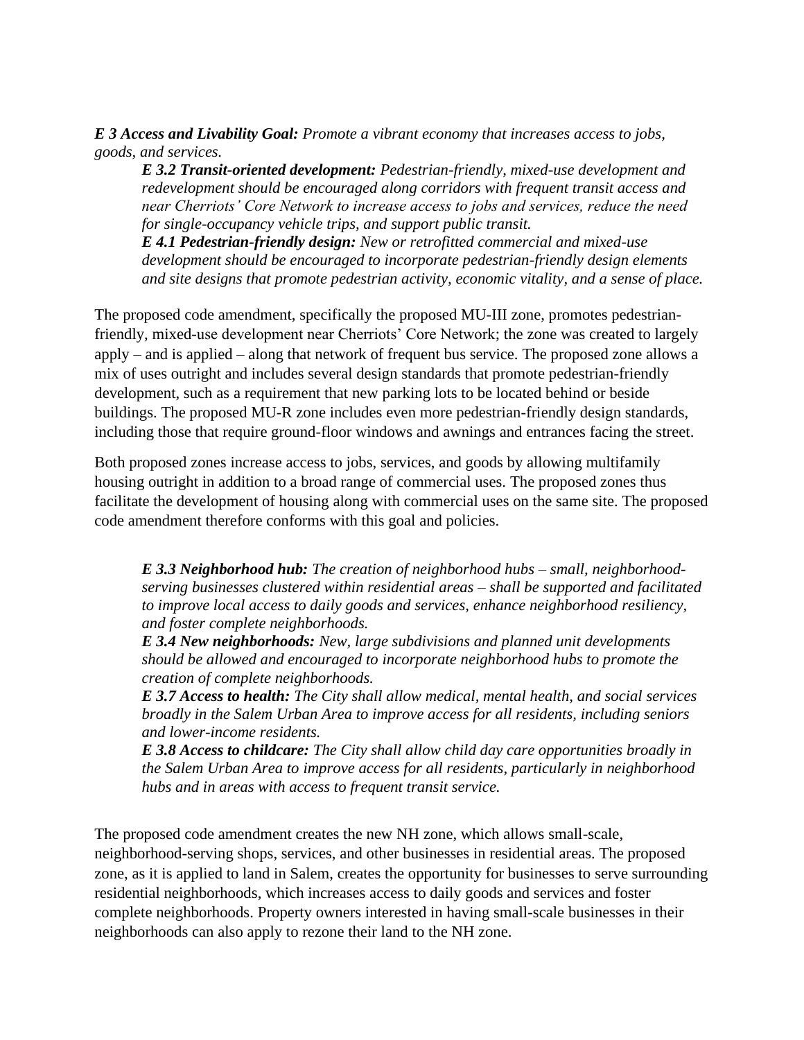***E 3 Access and Livability Goal:** Promote a vibrant economy that increases access to jobs, goods, and services.*

> ***E 3.2 Transit-oriented development:** Pedestrian-friendly, mixed-use development and redevelopment should be encouraged along corridors with frequent transit access and near Cherriots' Core Network to increase access to jobs and services, reduce the need for single-occupancy vehicle trips, and support public transit.*
>
> ***E 4.1 Pedestrian-friendly design:** New or retrofitted commercial and mixed-use development should be encouraged to incorporate pedestrian-friendly design elements and site designs that promote pedestrian activity, economic vitality, and a sense of place.*

The proposed code amendment, specifically the proposed MU-III zone, promotes pedestrian-friendly, mixed-use development near Cherriots' Core Network; the zone was created to largely apply – and is applied – along that network of frequent bus service. The proposed zone allows a mix of uses outright and includes several design standards that promote pedestrian-friendly development, such as a requirement that new parking lots to be located behind or beside buildings. The proposed MU-R zone includes even more pedestrian-friendly design standards, including those that require ground-floor windows and awnings and entrances facing the street.

Both proposed zones increase access to jobs, services, and goods by allowing multifamily housing outright in addition to a broad range of commercial uses. The proposed zones thus facilitate the development of housing along with commercial uses on the same site. The proposed code amendment therefore conforms with this goal and policies.

> ***E 3.3 Neighborhood hub:** The creation of neighborhood hubs – small, neighborhood-serving businesses clustered within residential areas – shall be supported and facilitated to improve local access to daily goods and services, enhance neighborhood resiliency, and foster complete neighborhoods.*
>
> ***E 3.4 New neighborhoods:** New, large subdivisions and planned unit developments should be allowed and encouraged to incorporate neighborhood hubs to promote the creation of complete neighborhoods.*
>
> ***E 3.7 Access to health:** The City shall allow medical, mental health, and social services broadly in the Salem Urban Area to improve access for all residents, including seniors and lower-income residents.*
>
> ***E 3.8 Access to childcare:** The City shall allow child day care opportunities broadly in the Salem Urban Area to improve access for all residents, particularly in neighborhood hubs and in areas with access to frequent transit service.*

The proposed code amendment creates the new NH zone, which allows small-scale, neighborhood-serving shops, services, and other businesses in residential areas. The proposed zone, as it is applied to land in Salem, creates the opportunity for businesses to serve surrounding residential neighborhoods, which increases access to daily goods and services and foster complete neighborhoods. Property owners interested in having small-scale businesses in their neighborhoods can also apply to rezone their land to the NH zone.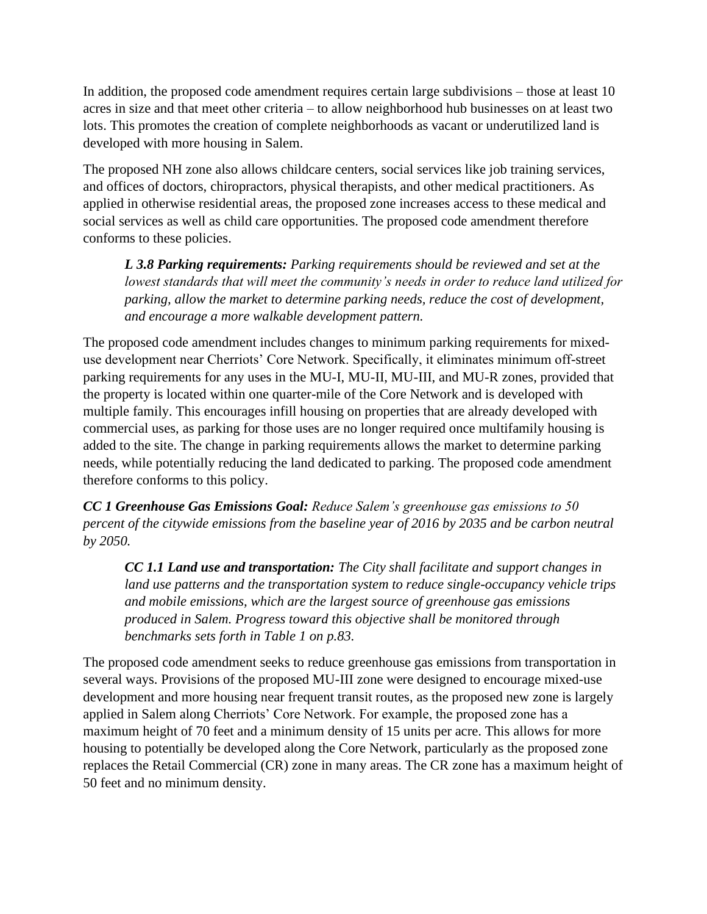In addition, the proposed code amendment requires certain large subdivisions – those at least 10 acres in size and that meet other criteria – to allow neighborhood hub businesses on at least two lots. This promotes the creation of complete neighborhoods as vacant or underutilized land is developed with more housing in Salem.

The proposed NH zone also allows childcare centers, social services like job training services, and offices of doctors, chiropractors, physical therapists, and other medical practitioners. As applied in otherwise residential areas, the proposed zone increases access to these medical and social services as well as child care opportunities. The proposed code amendment therefore conforms to these policies.

> ***L 3.8 Parking requirements:*** *Parking requirements should be reviewed and set at the lowest standards that will meet the community's needs in order to reduce land utilized for parking, allow the market to determine parking needs, reduce the cost of development, and encourage a more walkable development pattern.*

The proposed code amendment includes changes to minimum parking requirements for mixed-use development near Cherriots' Core Network. Specifically, it eliminates minimum off-street parking requirements for any uses in the MU-I, MU-II, MU-III, and MU-R zones, provided that the property is located within one quarter-mile of the Core Network and is developed with multiple family. This encourages infill housing on properties that are already developed with commercial uses, as parking for those uses are no longer required once multifamily housing is added to the site. The change in parking requirements allows the market to determine parking needs, while potentially reducing the land dedicated to parking. The proposed code amendment therefore conforms to this policy.

***CC 1 Greenhouse Gas Emissions Goal:*** *Reduce Salem's greenhouse gas emissions to 50 percent of the citywide emissions from the baseline year of 2016 by 2035 and be carbon neutral by 2050.*

> ***CC 1.1 Land use and transportation:*** *The City shall facilitate and support changes in land use patterns and the transportation system to reduce single-occupancy vehicle trips and mobile emissions, which are the largest source of greenhouse gas emissions produced in Salem. Progress toward this objective shall be monitored through benchmarks sets forth in Table 1 on p.83.*

The proposed code amendment seeks to reduce greenhouse gas emissions from transportation in several ways. Provisions of the proposed MU-III zone were designed to encourage mixed-use development and more housing near frequent transit routes, as the proposed new zone is largely applied in Salem along Cherriots' Core Network. For example, the proposed zone has a maximum height of 70 feet and a minimum density of 15 units per acre. This allows for more housing to potentially be developed along the Core Network, particularly as the proposed zone replaces the Retail Commercial (CR) zone in many areas. The CR zone has a maximum height of 50 feet and no minimum density.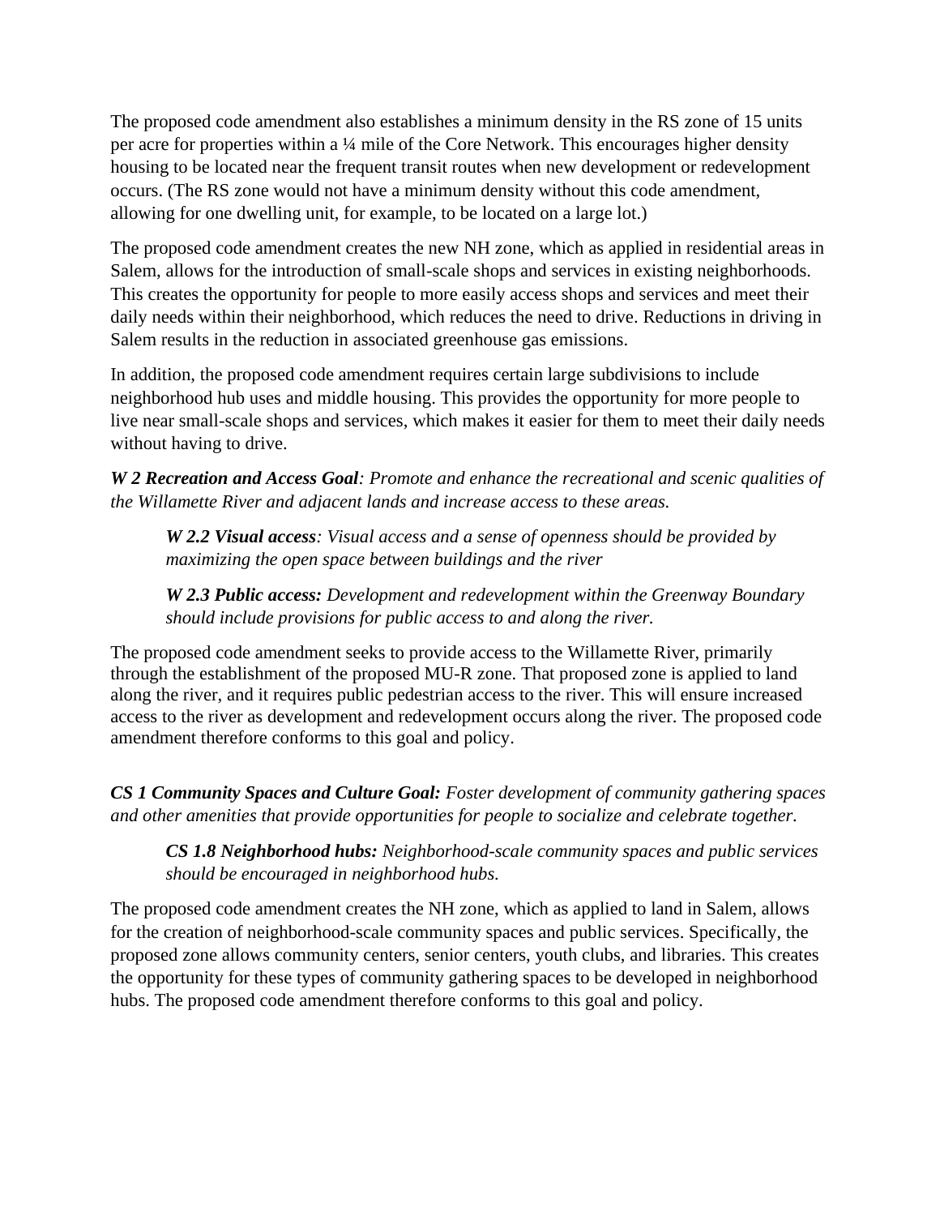The proposed code amendment also establishes a minimum density in the RS zone of 15 units per acre for properties within a ¼ mile of the Core Network. This encourages higher density housing to be located near the frequent transit routes when new development or redevelopment occurs. (The RS zone would not have a minimum density without this code amendment, allowing for one dwelling unit, for example, to be located on a large lot.)

The proposed code amendment creates the new NH zone, which as applied in residential areas in Salem, allows for the introduction of small-scale shops and services in existing neighborhoods. This creates the opportunity for people to more easily access shops and services and meet their daily needs within their neighborhood, which reduces the need to drive. Reductions in driving in Salem results in the reduction in associated greenhouse gas emissions.

In addition, the proposed code amendment requires certain large subdivisions to include neighborhood hub uses and middle housing. This provides the opportunity for more people to live near small-scale shops and services, which makes it easier for them to meet their daily needs without having to drive.

***W 2 Recreation and Access Goal****: Promote and enhance the recreational and scenic qualities of the Willamette River and adjacent lands and increase access to these areas.*

> ***W 2.2 Visual access****: Visual access and a sense of openness should be provided by maximizing the open space between buildings and the river*
>
> ***W 2.3 Public access:*** *Development and redevelopment within the Greenway Boundary should include provisions for public access to and along the river.*

The proposed code amendment seeks to provide access to the Willamette River, primarily through the establishment of the proposed MU-R zone. That proposed zone is applied to land along the river, and it requires public pedestrian access to the river. This will ensure increased access to the river as development and redevelopment occurs along the river. The proposed code amendment therefore conforms to this goal and policy.

***CS 1 Community Spaces and Culture Goal:*** *Foster development of community gathering spaces and other amenities that provide opportunities for people to socialize and celebrate together.*

> ***CS 1.8 Neighborhood hubs:*** *Neighborhood-scale community spaces and public services should be encouraged in neighborhood hubs.*

The proposed code amendment creates the NH zone, which as applied to land in Salem, allows for the creation of neighborhood-scale community spaces and public services. Specifically, the proposed zone allows community centers, senior centers, youth clubs, and libraries. This creates the opportunity for these types of community gathering spaces to be developed in neighborhood hubs. The proposed code amendment therefore conforms to this goal and policy.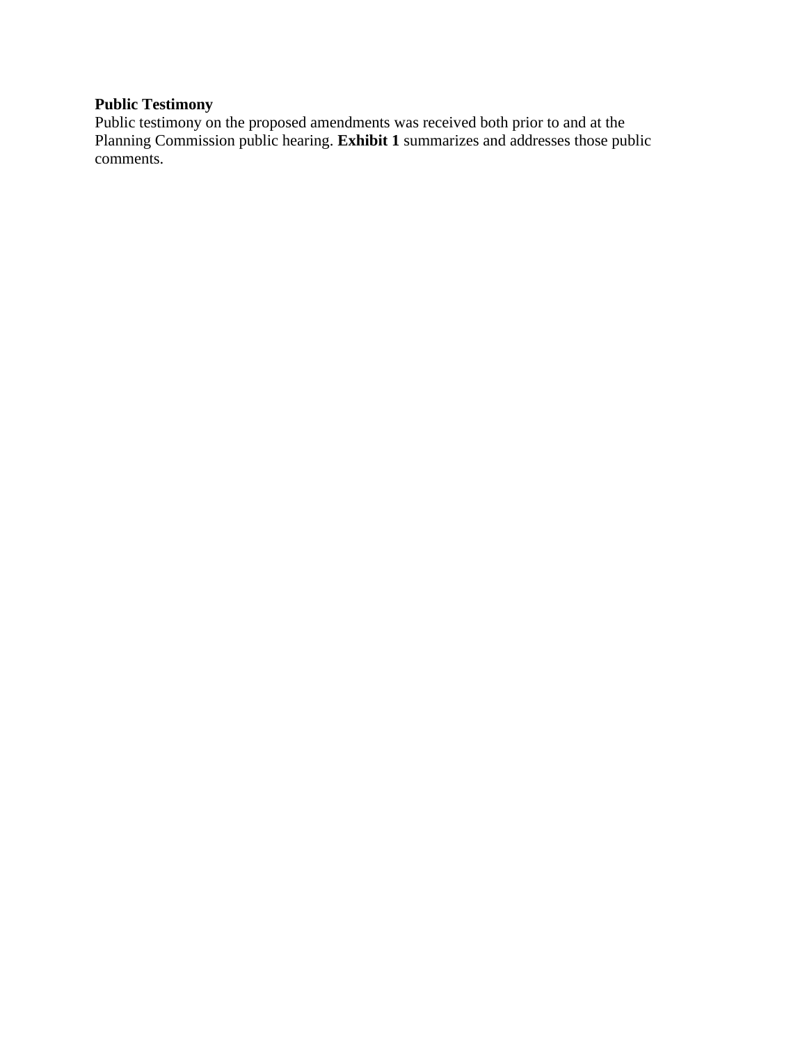**Public Testimony**

Public testimony on the proposed amendments was received both prior to and at the Planning Commission public hearing. **Exhibit 1** summarizes and addresses those public comments.